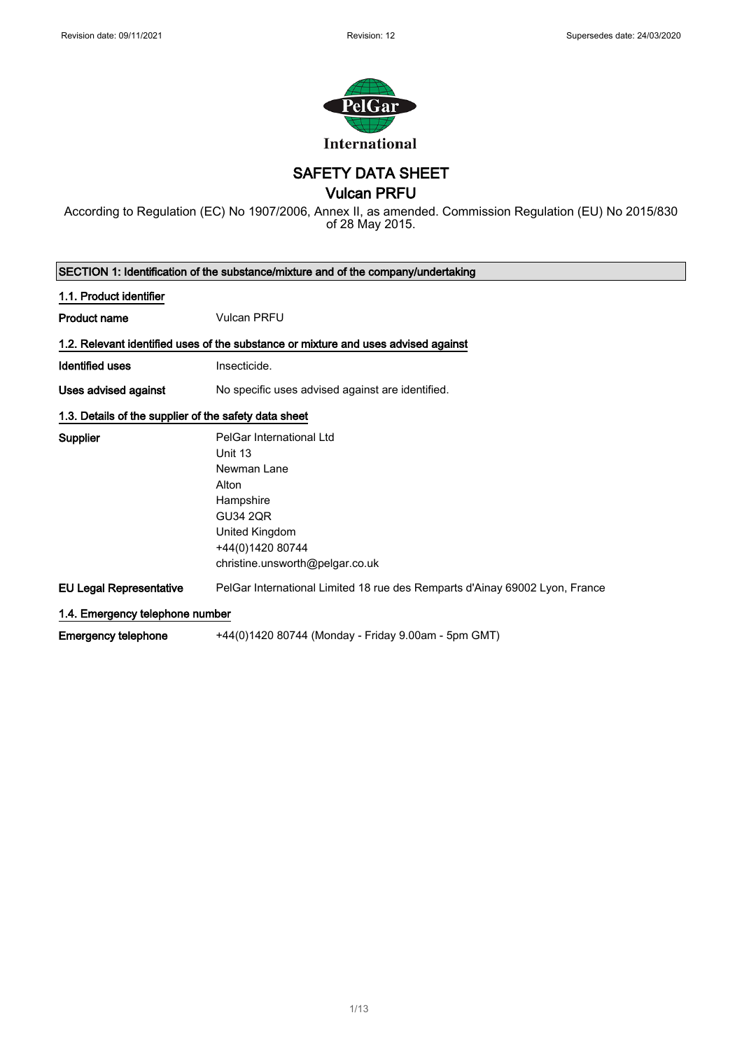Revision date: 09/11/2021 Revision: 12 Supersedes date: 24/03/2020

PelGar International

# SAFETY DATA SHEET
## Vulcan PRFU

According to Regulation (EC) No 1907/2006, Annex II, as amended. Commission Regulation (EU) No 2015/830 of 28 May 2015.

### SECTION 1: Identification of the substance/mixture and of the company/undertaking

#### 1.1. Product identifier

| | |
|---|---|
| **Product name** | Vulcan PRFU |

#### 1.2. Relevant identified uses of the substance or mixture and uses advised against

| | |
|---|---|
| **Identified uses** | Insecticide. |
| **Uses advised against** | No specific uses advised against are identified. |

#### 1.3. Details of the supplier of the safety data sheet

| | |
|---|---|
| **Supplier** | PelGar International Ltd<br>Unit 13<br>Newman Lane<br>Alton<br>Hampshire<br>GU34 2QR<br>United Kingdom<br>+44(0)1420 80744<br>christine.unsworth@pelgar.co.uk |
| **EU Legal Representative** | PelGar International Limited 18 rue des Remparts d'Ainay 69002 Lyon, France |

#### 1.4. Emergency telephone number

| | |
|---|---|
| **Emergency telephone** | +44(0)1420 80744 (Monday - Friday 9.00am - 5pm GMT) |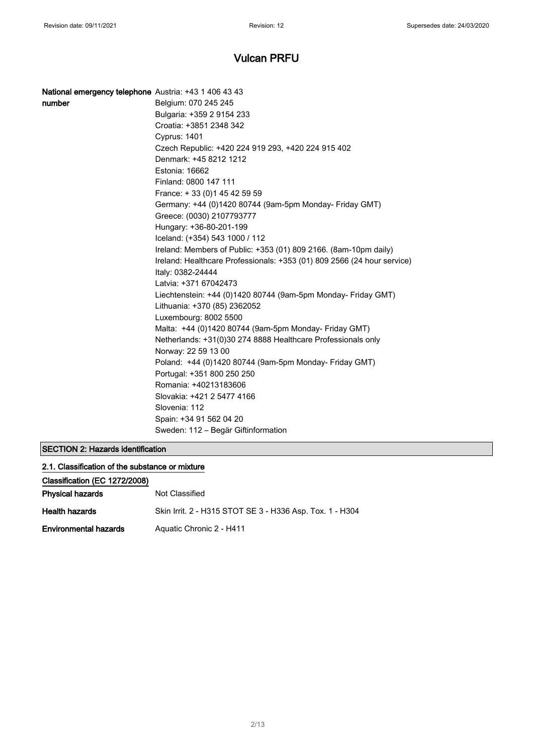# Vulcan PRFU

| | |
|---|---|
| **National emergency telephone number** | Austria: +43 1 406 43 43 |
| | Belgium: 070 245 245 |
| | Bulgaria: +359 2 9154 233 |
| | Croatia: +3851 2348 342 |
| | Cyprus: 1401 |
| | Czech Republic: +420 224 919 293, +420 224 915 402 |
| | Denmark: +45 8212 1212 |
| | Estonia: 16662 |
| | Finland: 0800 147 111 |
| | France: + 33 (0)1 45 42 59 59 |
| | Germany: +44 (0)1420 80744 (9am-5pm Monday- Friday GMT) |
| | Greece: (0030) 2107793777 |
| | Hungary: +36-80-201-199 |
| | Iceland: (+354) 543 1000 / 112 |
| | Ireland: Members of Public: +353 (01) 809 2166. (8am-10pm daily) |
| | Ireland: Healthcare Professionals: +353 (01) 809 2566 (24 hour service) |
| | Italy: 0382-24444 |
| | Latvia: +371 67042473 |
| | Liechtenstein: +44 (0)1420 80744 (9am-5pm Monday- Friday GMT) |
| | Lithuania: +370 (85) 2362052 |
| | Luxembourg: 8002 5500 |
| | Malta: +44 (0)1420 80744 (9am-5pm Monday- Friday GMT) |
| | Netherlands: +31(0)30 274 8888 Healthcare Professionals only |
| | Norway: 22 59 13 00 |
| | Poland: +44 (0)1420 80744 (9am-5pm Monday- Friday GMT) |
| | Portugal: +351 800 250 250 |
| | Romania: +40213183606 |
| | Slovakia: +421 2 5477 4166 |
| | Slovenia: 112 |
| | Spain: +34 91 562 04 20 |
| | Sweden: 112 – Begär Giftinformation |

## SECTION 2: Hazards identification

### 2.1. Classification of the substance or mixture

**Classification (EC 1272/2008)**

| | |
|---|---|
| **Physical hazards** | Not Classified |
| **Health hazards** | Skin Irrit. 2 - H315 STOT SE 3 - H336 Asp. Tox. 1 - H304 |
| **Environmental hazards** | Aquatic Chronic 2 - H411 |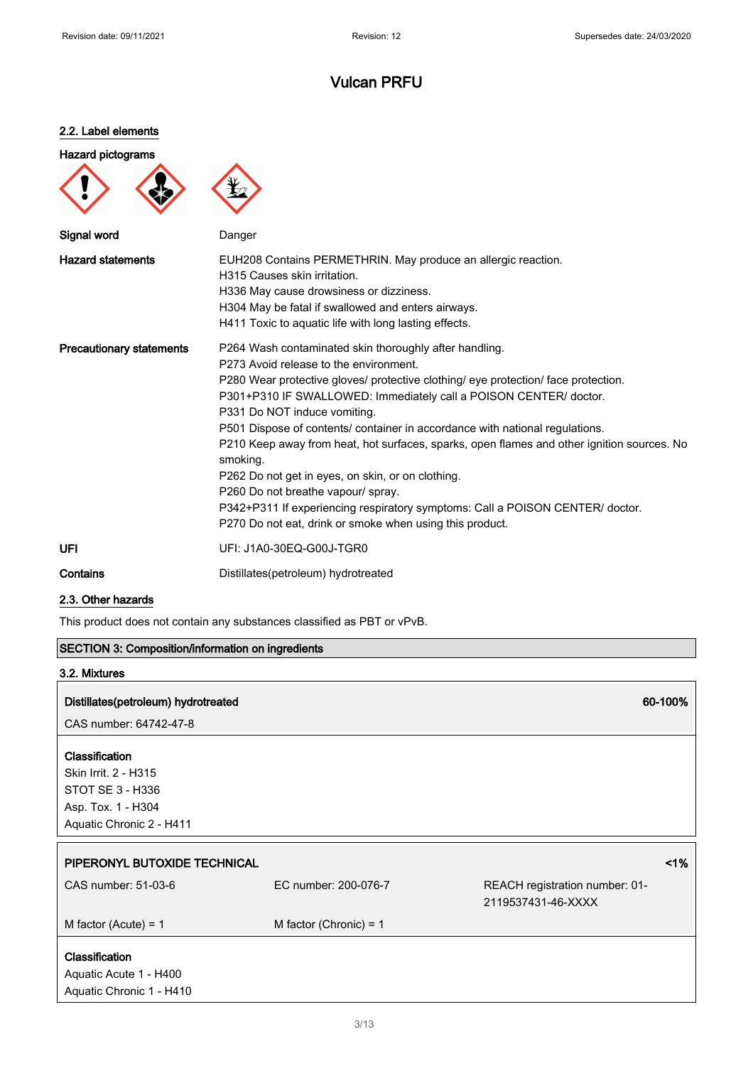# Vulcan PRFU

### 2.2. Label elements

**Hazard pictograms**

**Signal word** Danger

**Hazard statements**

EUH208 Contains PERMETHRIN. May produce an allergic reaction.
H315 Causes skin irritation.
H336 May cause drowsiness or dizziness.
H304 May be fatal if swallowed and enters airways.
H411 Toxic to aquatic life with long lasting effects.

**Precautionary statements**

P264 Wash contaminated skin thoroughly after handling.
P273 Avoid release to the environment.
P280 Wear protective gloves/ protective clothing/ eye protection/ face protection.
P301+P310 IF SWALLOWED: Immediately call a POISON CENTER/ doctor.
P331 Do NOT induce vomiting.
P501 Dispose of contents/ container in accordance with national regulations.
P210 Keep away from heat, hot surfaces, sparks, open flames and other ignition sources. No smoking.
P262 Do not get in eyes, on skin, or on clothing.
P260 Do not breathe vapour/ spray.
P342+P311 If experiencing respiratory symptoms: Call a POISON CENTER/ doctor.
P270 Do not eat, drink or smoke when using this product.

**UFI** UFI: J1A0-30EQ-G00J-TGR0

**Contains** Distillates(petroleum) hydrotreated

### 2.3. Other hazards

This product does not contain any substances classified as PBT or vPvB.

## SECTION 3: Composition/information on ingredients

### 3.2. Mixtures

**Distillates(petroleum) hydrotreated** **60-100%**

CAS number: 64742-47-8

**Classification**
Skin Irrit. 2 - H315
STOT SE 3 - H336
Asp. Tox. 1 - H304
Aquatic Chronic 2 - H411

**PIPERONYL BUTOXIDE TECHNICAL** **<1%**

| CAS number: 51-03-6 | EC number: 200-076-7 | REACH registration number: 01-2119537431-46-XXXX |
|---|---|---|
| M factor (Acute) = 1 | M factor (Chronic) = 1 | |

**Classification**
Aquatic Acute 1 - H400
Aquatic Chronic 1 - H410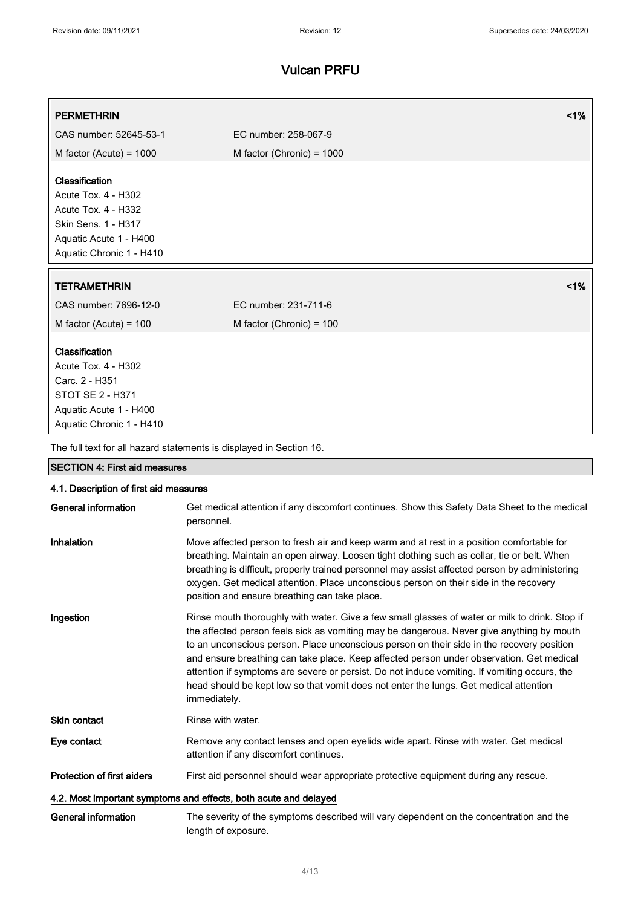| PERMETHRIN | | <1% |
|---|---|---|
| CAS number: 52645-53-1 | EC number: 258-067-9 | |
| M factor (Acute) = 1000 | M factor (Chronic) = 1000 | |

**Classification**
Acute Tox. 4 - H302
Acute Tox. 4 - H332
Skin Sens. 1 - H317
Aquatic Acute 1 - H400
Aquatic Chronic 1 - H410

| TETRAMETHRIN | | <1% |
|---|---|---|
| CAS number: 7696-12-0 | EC number: 231-711-6 | |
| M factor (Acute) = 100 | M factor (Chronic) = 100 | |

**Classification**
Acute Tox. 4 - H302
Carc. 2 - H351
STOT SE 2 - H371
Aquatic Acute 1 - H400
Aquatic Chronic 1 - H410

The full text for all hazard statements is displayed in Section 16.

## SECTION 4: First aid measures

### 4.1. Description of first aid measures

**General information** Get medical attention if any discomfort continues. Show this Safety Data Sheet to the medical personnel.

**Inhalation** Move affected person to fresh air and keep warm and at rest in a position comfortable for breathing. Maintain an open airway. Loosen tight clothing such as collar, tie or belt. When breathing is difficult, properly trained personnel may assist affected person by administering oxygen. Get medical attention. Place unconscious person on their side in the recovery position and ensure breathing can take place.

**Ingestion** Rinse mouth thoroughly with water. Give a few small glasses of water or milk to drink. Stop if the affected person feels sick as vomiting may be dangerous. Never give anything by mouth to an unconscious person. Place unconscious person on their side in the recovery position and ensure breathing can take place. Keep affected person under observation. Get medical attention if symptoms are severe or persist. Do not induce vomiting. If vomiting occurs, the head should be kept low so that vomit does not enter the lungs. Get medical attention immediately.

**Skin contact** Rinse with water.

**Eye contact** Remove any contact lenses and open eyelids wide apart. Rinse with water. Get medical attention if any discomfort continues.

**Protection of first aiders** First aid personnel should wear appropriate protective equipment during any rescue.

### 4.2. Most important symptoms and effects, both acute and delayed

**General information** The severity of the symptoms described will vary dependent on the concentration and the length of exposure.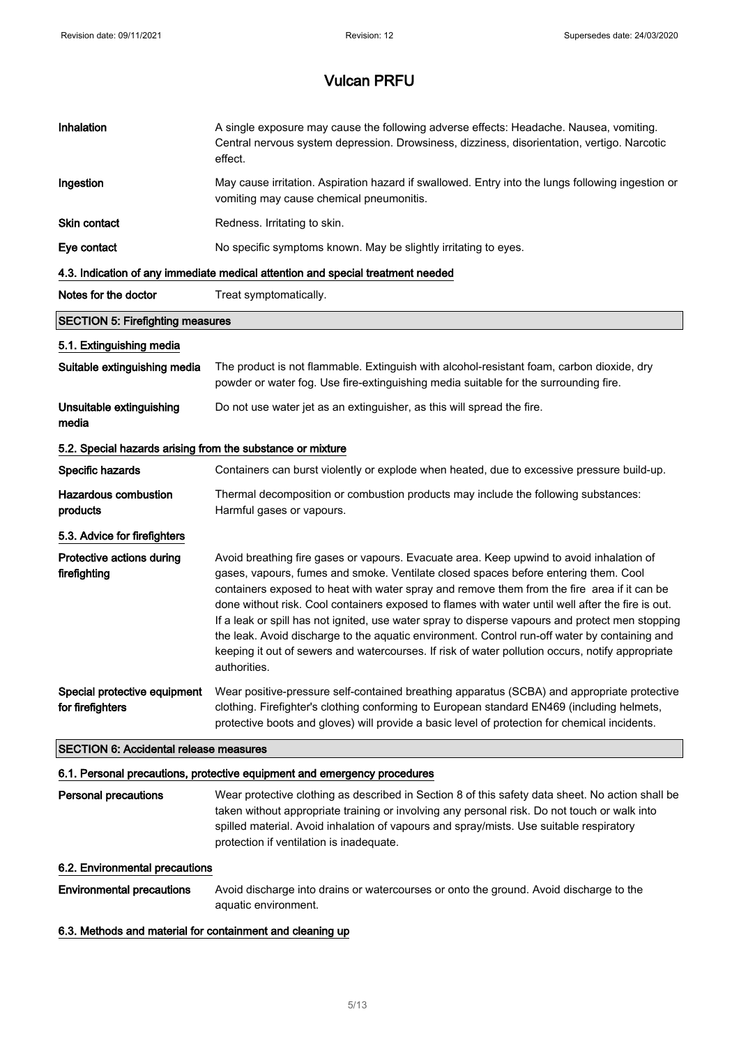| | |
|---|---|
| **Inhalation** | A single exposure may cause the following adverse effects: Headache. Nausea, vomiting. Central nervous system depression. Drowsiness, dizziness, disorientation, vertigo. Narcotic effect. |
| **Ingestion** | May cause irritation. Aspiration hazard if swallowed. Entry into the lungs following ingestion or vomiting may cause chemical pneumonitis. |
| **Skin contact** | Redness. Irritating to skin. |
| **Eye contact** | No specific symptoms known. May be slightly irritating to eyes. |

### 4.3. Indication of any immediate medical attention and special treatment needed

| | |
|---|---|
| **Notes for the doctor** | Treat symptomatically. |

## SECTION 5: Firefighting measures

### 5.1. Extinguishing media

| | |
|---|---|
| **Suitable extinguishing media** | The product is not flammable. Extinguish with alcohol-resistant foam, carbon dioxide, dry powder or water fog. Use fire-extinguishing media suitable for the surrounding fire. |
| **Unsuitable extinguishing media** | Do not use water jet as an extinguisher, as this will spread the fire. |

### 5.2. Special hazards arising from the substance or mixture

| | |
|---|---|
| **Specific hazards** | Containers can burst violently or explode when heated, due to excessive pressure build-up. |
| **Hazardous combustion products** | Thermal decomposition or combustion products may include the following substances: Harmful gases or vapours. |

### 5.3. Advice for firefighters

| | |
|---|---|
| **Protective actions during firefighting** | Avoid breathing fire gases or vapours. Evacuate area. Keep upwind to avoid inhalation of gases, vapours, fumes and smoke. Ventilate closed spaces before entering them. Cool containers exposed to heat with water spray and remove them from the fire area if it can be done without risk. Cool containers exposed to flames with water until well after the fire is out. If a leak or spill has not ignited, use water spray to disperse vapours and protect men stopping the leak. Avoid discharge to the aquatic environment. Control run-off water by containing and keeping it out of sewers and watercourses. If risk of water pollution occurs, notify appropriate authorities. |
| **Special protective equipment for firefighters** | Wear positive-pressure self-contained breathing apparatus (SCBA) and appropriate protective clothing. Firefighter's clothing conforming to European standard EN469 (including helmets, protective boots and gloves) will provide a basic level of protection for chemical incidents. |

## SECTION 6: Accidental release measures

### 6.1. Personal precautions, protective equipment and emergency procedures

| | |
|---|---|
| **Personal precautions** | Wear protective clothing as described in Section 8 of this safety data sheet. No action shall be taken without appropriate training or involving any personal risk. Do not touch or walk into spilled material. Avoid inhalation of vapours and spray/mists. Use suitable respiratory protection if ventilation is inadequate. |

### 6.2. Environmental precautions

| | |
|---|---|
| **Environmental precautions** | Avoid discharge into drains or watercourses or onto the ground. Avoid discharge to the aquatic environment. |

### 6.3. Methods and material for containment and cleaning up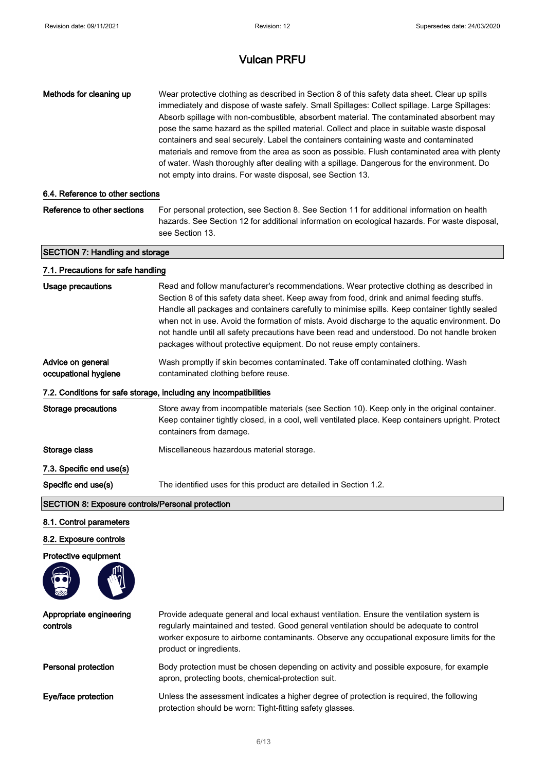**Methods for cleaning up** Wear protective clothing as described in Section 8 of this safety data sheet. Clear up spills immediately and dispose of waste safely. Small Spillages: Collect spillage. Large Spillages: Absorb spillage with non-combustible, absorbent material. The contaminated absorbent may pose the same hazard as the spilled material. Collect and place in suitable waste disposal containers and seal securely. Label the containers containing waste and contaminated materials and remove from the area as soon as possible. Flush contaminated area with plenty of water. Wash thoroughly after dealing with a spillage. Dangerous for the environment. Do not empty into drains. For waste disposal, see Section 13.

### 6.4. Reference to other sections

**Reference to other sections** For personal protection, see Section 8. See Section 11 for additional information on health hazards. See Section 12 for additional information on ecological hazards. For waste disposal, see Section 13.

## SECTION 7: Handling and storage

### 7.1. Precautions for safe handling

**Usage precautions** Read and follow manufacturer's recommendations. Wear protective clothing as described in Section 8 of this safety data sheet. Keep away from food, drink and animal feeding stuffs. Handle all packages and containers carefully to minimise spills. Keep container tightly sealed when not in use. Avoid the formation of mists. Avoid discharge to the aquatic environment. Do not handle until all safety precautions have been read and understood. Do not handle broken packages without protective equipment. Do not reuse empty containers.

**Advice on general occupational hygiene** Wash promptly if skin becomes contaminated. Take off contaminated clothing. Wash contaminated clothing before reuse.

### 7.2. Conditions for safe storage, including any incompatibilities

**Storage precautions** Store away from incompatible materials (see Section 10). Keep only in the original container. Keep container tightly closed, in a cool, well ventilated place. Keep containers upright. Protect containers from damage.

**Storage class** Miscellaneous hazardous material storage.

### 7.3. Specific end use(s)

**Specific end use(s)** The identified uses for this product are detailed in Section 1.2.

## SECTION 8: Exposure controls/Personal protection

### 8.1. Control parameters

### 8.2. Exposure controls

**Protective equipment**

**Appropriate engineering controls** Provide adequate general and local exhaust ventilation. Ensure the ventilation system is regularly maintained and tested. Good general ventilation should be adequate to control worker exposure to airborne contaminants. Observe any occupational exposure limits for the product or ingredients.

**Personal protection** Body protection must be chosen depending on activity and possible exposure, for example apron, protecting boots, chemical-protection suit.

**Eye/face protection** Unless the assessment indicates a higher degree of protection is required, the following protection should be worn: Tight-fitting safety glasses.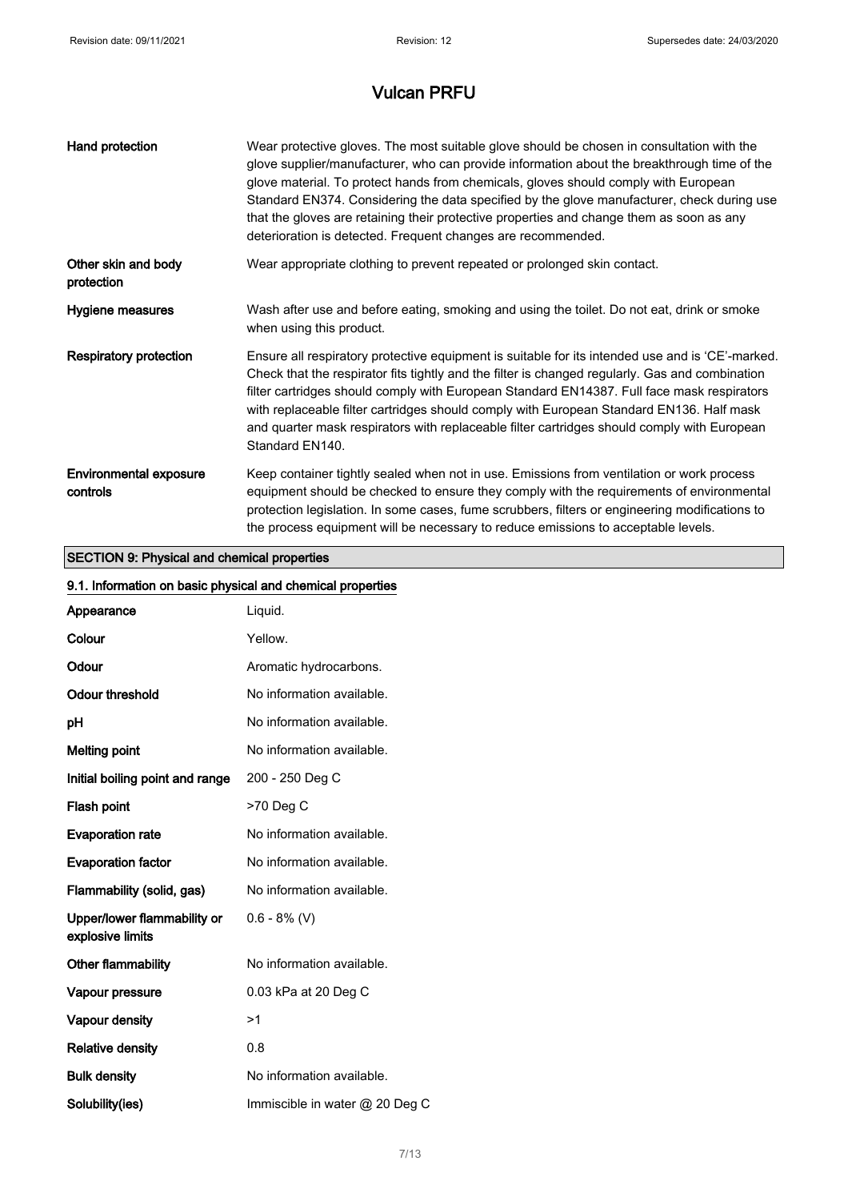| | |
|---|---|
| **Hand protection** | Wear protective gloves. The most suitable glove should be chosen in consultation with the glove supplier/manufacturer, who can provide information about the breakthrough time of the glove material. To protect hands from chemicals, gloves should comply with European Standard EN374. Considering the data specified by the glove manufacturer, check during use that the gloves are retaining their protective properties and change them as soon as any deterioration is detected. Frequent changes are recommended. |
| **Other skin and body protection** | Wear appropriate clothing to prevent repeated or prolonged skin contact. |
| **Hygiene measures** | Wash after use and before eating, smoking and using the toilet. Do not eat, drink or smoke when using this product. |
| **Respiratory protection** | Ensure all respiratory protective equipment is suitable for its intended use and is 'CE'-marked. Check that the respirator fits tightly and the filter is changed regularly. Gas and combination filter cartridges should comply with European Standard EN14387. Full face mask respirators with replaceable filter cartridges should comply with European Standard EN136. Half mask and quarter mask respirators with replaceable filter cartridges should comply with European Standard EN140. |
| **Environmental exposure controls** | Keep container tightly sealed when not in use. Emissions from ventilation or work process equipment should be checked to ensure they comply with the requirements of environmental protection legislation. In some cases, fume scrubbers, filters or engineering modifications to the process equipment will be necessary to reduce emissions to acceptable levels. |

## SECTION 9: Physical and chemical properties

### 9.1. Information on basic physical and chemical properties

| | |
|---|---|
| **Appearance** | Liquid. |
| **Colour** | Yellow. |
| **Odour** | Aromatic hydrocarbons. |
| **Odour threshold** | No information available. |
| **pH** | No information available. |
| **Melting point** | No information available. |
| **Initial boiling point and range** | 200 - 250 Deg C |
| **Flash point** | >70 Deg C |
| **Evaporation rate** | No information available. |
| **Evaporation factor** | No information available. |
| **Flammability (solid, gas)** | No information available. |
| **Upper/lower flammability or explosive limits** | 0.6 - 8% (V) |
| **Other flammability** | No information available. |
| **Vapour pressure** | 0.03 kPa at 20 Deg C |
| **Vapour density** | >1 |
| **Relative density** | 0.8 |
| **Bulk density** | No information available. |
| **Solubility(ies)** | Immiscible in water @ 20 Deg C |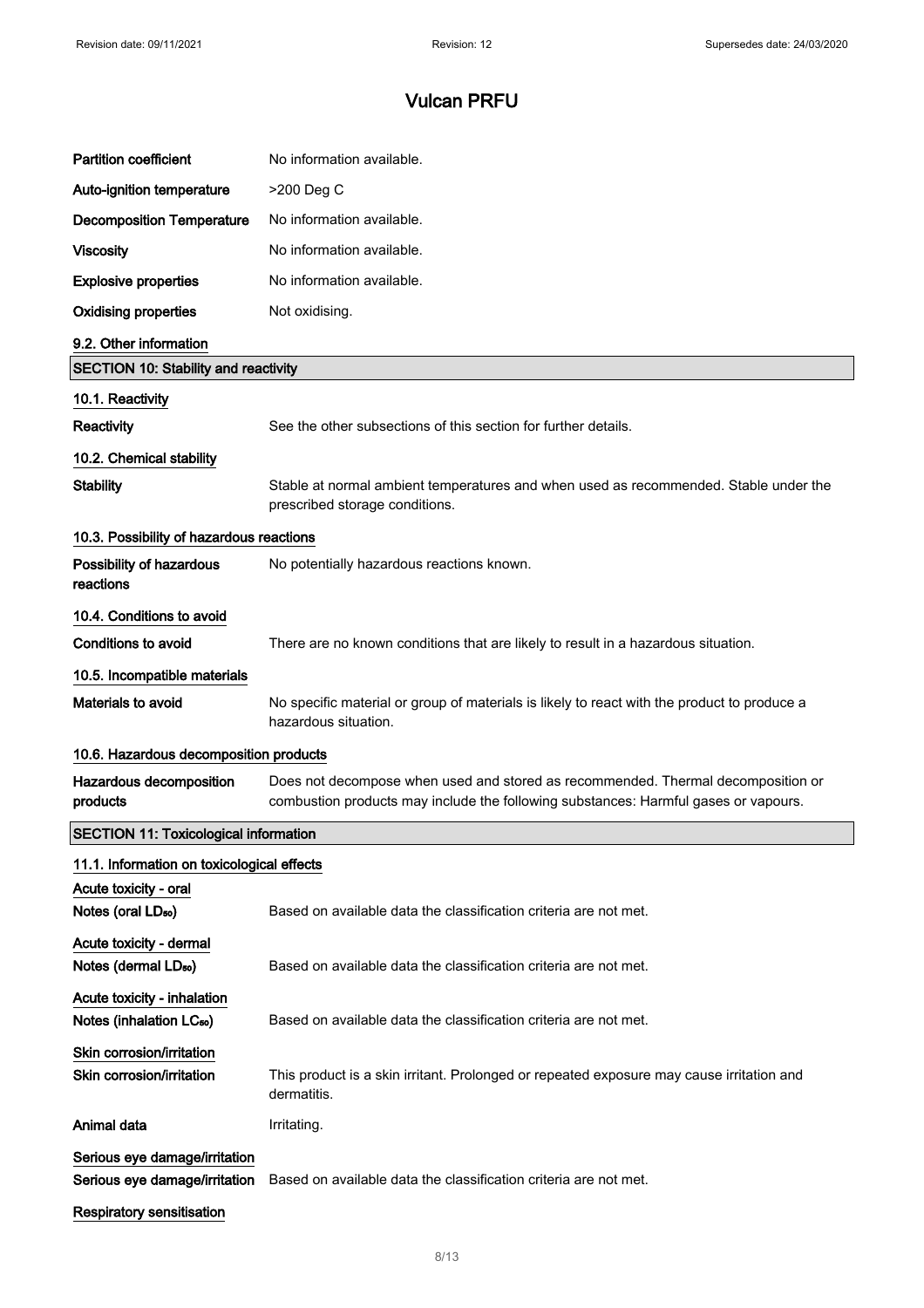| | |
|---|---|
| **Partition coefficient** | No information available. |
| **Auto-ignition temperature** | >200 Deg C |
| **Decomposition Temperature** | No information available. |
| **Viscosity** | No information available. |
| **Explosive properties** | No information available. |
| **Oxidising properties** | Not oxidising. |

### 9.2. Other information

## SECTION 10: Stability and reactivity

### 10.1. Reactivity

| | |
|---|---|
| **Reactivity** | See the other subsections of this section for further details. |

### 10.2. Chemical stability

| | |
|---|---|
| **Stability** | Stable at normal ambient temperatures and when used as recommended. Stable under the prescribed storage conditions. |

### 10.3. Possibility of hazardous reactions

| | |
|---|---|
| **Possibility of hazardous reactions** | No potentially hazardous reactions known. |

### 10.4. Conditions to avoid

| | |
|---|---|
| **Conditions to avoid** | There are no known conditions that are likely to result in a hazardous situation. |

### 10.5. Incompatible materials

| | |
|---|---|
| **Materials to avoid** | No specific material or group of materials is likely to react with the product to produce a hazardous situation. |

### 10.6. Hazardous decomposition products

| | |
|---|---|
| **Hazardous decomposition products** | Does not decompose when used and stored as recommended. Thermal decomposition or combustion products may include the following substances: Harmful gases or vapours. |

## SECTION 11: Toxicological information

### 11.1. Information on toxicological effects

**Acute toxicity - oral**

| | |
|---|---|
| **Notes (oral $LD_{50}$)** | Based on available data the classification criteria are not met. |

**Acute toxicity - dermal**

| | |
|---|---|
| **Notes (dermal $LD_{50}$)** | Based on available data the classification criteria are not met. |

**Acute toxicity - inhalation**

| | |
|---|---|
| **Notes (inhalation $LC_{50}$)** | Based on available data the classification criteria are not met. |

**Skin corrosion/irritation**

| | |
|---|---|
| **Skin corrosion/irritation** | This product is a skin irritant. Prolonged or repeated exposure may cause irritation and dermatitis. |
| **Animal data** | Irritating. |

**Serious eye damage/irritation**

| | |
|---|---|
| **Serious eye damage/irritation** | Based on available data the classification criteria are not met. |

**Respiratory sensitisation**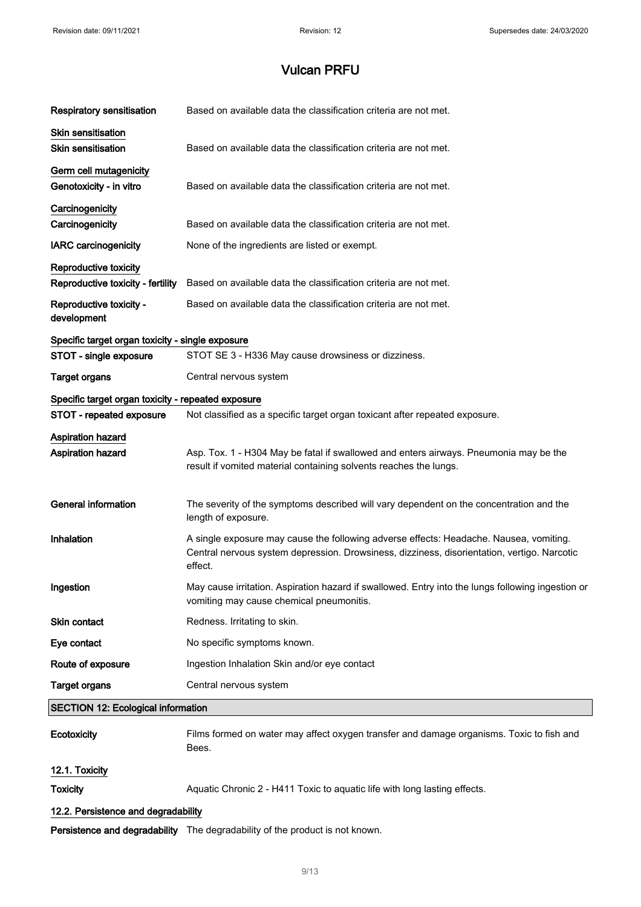| | |
|---|---|
| **Respiratory sensitisation** | Based on available data the classification criteria are not met. |
| **Skin sensitisation** | |
| **Skin sensitisation** | Based on available data the classification criteria are not met. |
| **Germ cell mutagenicity** | |
| **Genotoxicity - in vitro** | Based on available data the classification criteria are not met. |
| **Carcinogenicity** | |
| **Carcinogenicity** | Based on available data the classification criteria are not met. |
| **IARC carcinogenicity** | None of the ingredients are listed or exempt. |
| **Reproductive toxicity** | |
| **Reproductive toxicity - fertility** | Based on available data the classification criteria are not met. |
| **Reproductive toxicity - development** | Based on available data the classification criteria are not met. |
| **Specific target organ toxicity - single exposure** | |
| **STOT - single exposure** | STOT SE 3 - H336 May cause drowsiness or dizziness. |
| **Target organs** | Central nervous system |
| **Specific target organ toxicity - repeated exposure** | |
| **STOT - repeated exposure** | Not classified as a specific target organ toxicant after repeated exposure. |
| **Aspiration hazard** | |
| **Aspiration hazard** | Asp. Tox. 1 - H304 May be fatal if swallowed and enters airways. Pneumonia may be the result if vomited material containing solvents reaches the lungs. |
| **General information** | The severity of the symptoms described will vary dependent on the concentration and the length of exposure. |
| **Inhalation** | A single exposure may cause the following adverse effects: Headache. Nausea, vomiting. Central nervous system depression. Drowsiness, dizziness, disorientation, vertigo. Narcotic effect. |
| **Ingestion** | May cause irritation. Aspiration hazard if swallowed. Entry into the lungs following ingestion or vomiting may cause chemical pneumonitis. |
| **Skin contact** | Redness. Irritating to skin. |
| **Eye contact** | No specific symptoms known. |
| **Route of exposure** | Ingestion Inhalation Skin and/or eye contact |
| **Target organs** | Central nervous system |

## SECTION 12: Ecological information

| | |
|---|---|
| **Ecotoxicity** | Films formed on water may affect oxygen transfer and damage organisms. Toxic to fish and Bees. |

### 12.1. Toxicity

| | |
|---|---|
| **Toxicity** | Aquatic Chronic 2 - H411 Toxic to aquatic life with long lasting effects. |

### 12.2. Persistence and degradability

| | |
|---|---|
| **Persistence and degradability** | The degradability of the product is not known. |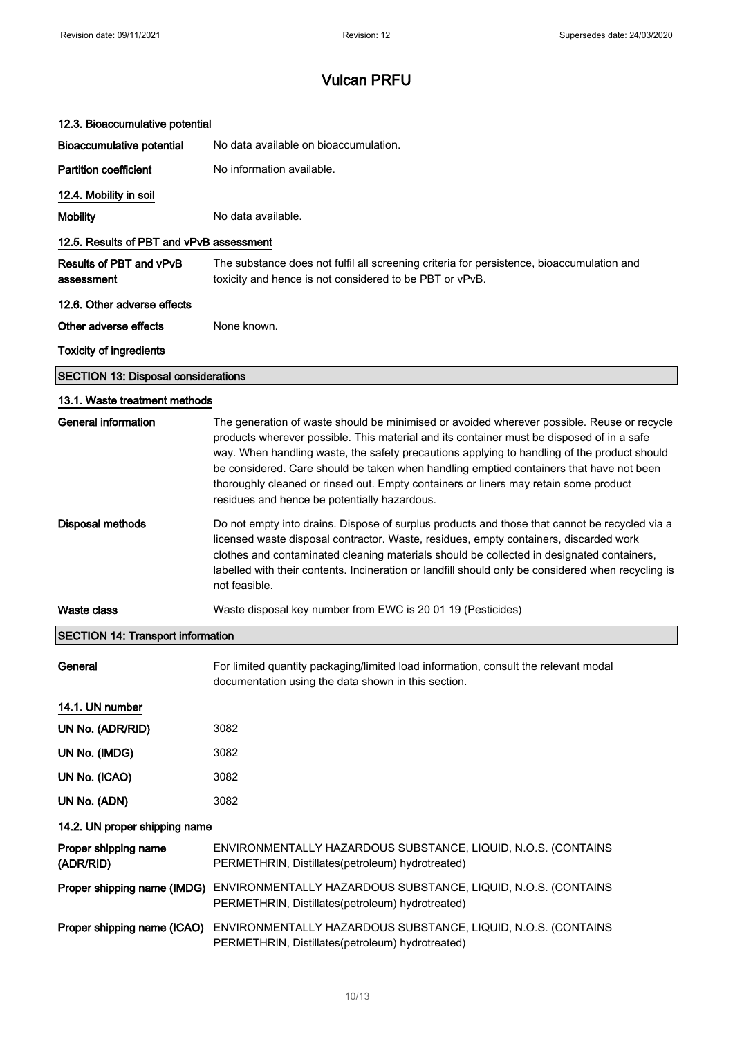# Vulcan PRFU

### 12.3. Bioaccumulative potential

**Bioaccumulative potential** No data available on bioaccumulation.

**Partition coefficient** No information available.

### 12.4. Mobility in soil

**Mobility** No data available.

### 12.5. Results of PBT and vPvB assessment

**Results of PBT and vPvB assessment** The substance does not fulfil all screening criteria for persistence, bioaccumulation and toxicity and hence is not considered to be PBT or vPvB.

### 12.6. Other adverse effects

**Other adverse effects** None known.

**Toxicity of ingredients**

## SECTION 13: Disposal considerations

### 13.1. Waste treatment methods

**General information** The generation of waste should be minimised or avoided wherever possible. Reuse or recycle products wherever possible. This material and its container must be disposed of in a safe way. When handling waste, the safety precautions applying to handling of the product should be considered. Care should be taken when handling emptied containers that have not been thoroughly cleaned or rinsed out. Empty containers or liners may retain some product residues and hence be potentially hazardous.

**Disposal methods** Do not empty into drains. Dispose of surplus products and those that cannot be recycled via a licensed waste disposal contractor. Waste, residues, empty containers, discarded work clothes and contaminated cleaning materials should be collected in designated containers, labelled with their contents. Incineration or landfill should only be considered when recycling is not feasible.

**Waste class** Waste disposal key number from EWC is 20 01 19 (Pesticides)

## SECTION 14: Transport information

**General** For limited quantity packaging/limited load information, consult the relevant modal documentation using the data shown in this section.

### 14.1. UN number

**UN No. (ADR/RID)** 3082

**UN No. (IMDG)** 3082

**UN No. (ICAO)** 3082

**UN No. (ADN)** 3082

### 14.2. UN proper shipping name

**Proper shipping name (ADR/RID)** ENVIRONMENTALLY HAZARDOUS SUBSTANCE, LIQUID, N.O.S. (CONTAINS PERMETHRIN, Distillates(petroleum) hydrotreated)

**Proper shipping name (IMDG)** ENVIRONMENTALLY HAZARDOUS SUBSTANCE, LIQUID, N.O.S. (CONTAINS PERMETHRIN, Distillates(petroleum) hydrotreated)

**Proper shipping name (ICAO)** ENVIRONMENTALLY HAZARDOUS SUBSTANCE, LIQUID, N.O.S. (CONTAINS PERMETHRIN, Distillates(petroleum) hydrotreated)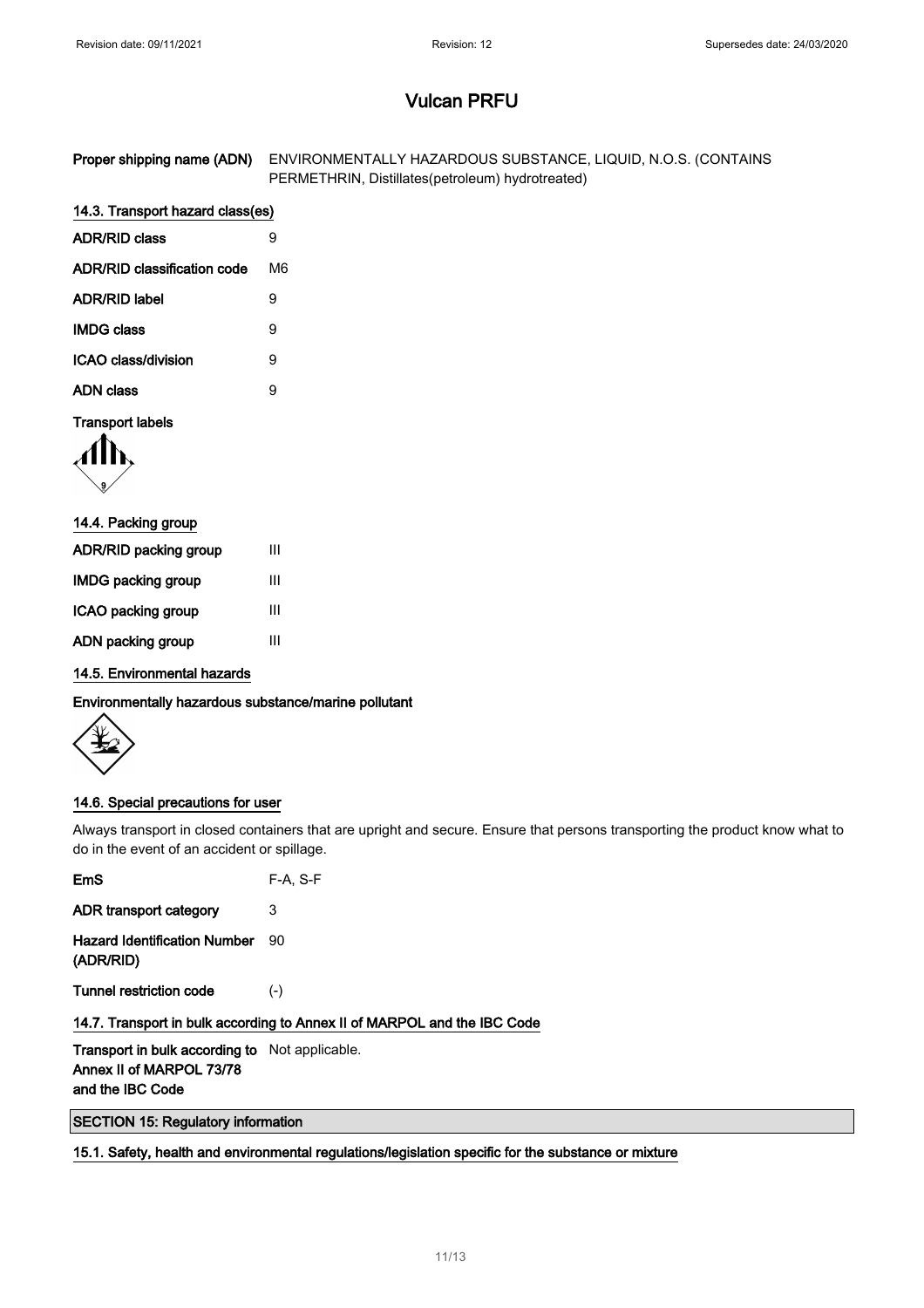Proper shipping name (ADN) ENVIRONMENTALLY HAZARDOUS SUBSTANCE, LIQUID, N.O.S. (CONTAINS PERMETHRIN, Distillates(petroleum) hydrotreated)

### 14.3. Transport hazard class(es)

| | |
|---|---|
| **ADR/RID class** | 9 |
| **ADR/RID classification code** | M6 |
| **ADR/RID label** | 9 |
| **IMDG class** | 9 |
| **ICAO class/division** | 9 |
| **ADN class** | 9 |

**Transport labels**

### 14.4. Packing group

| | |
|---|---|
| **ADR/RID packing group** | III |
| **IMDG packing group** | III |
| **ICAO packing group** | III |
| **ADN packing group** | III |

### 14.5. Environmental hazards

**Environmentally hazardous substance/marine pollutant**

### 14.6. Special precautions for user

Always transport in closed containers that are upright and secure. Ensure that persons transporting the product know what to do in the event of an accident or spillage.

| | |
|---|---|
| **EmS** | F-A, S-F |
| **ADR transport category** | 3 |
| **Hazard Identification Number (ADR/RID)** | 90 |
| **Tunnel restriction code** | (-) |

### 14.7. Transport in bulk according to Annex II of MARPOL and the IBC Code

**Transport in bulk according to Annex II of MARPOL 73/78 and the IBC Code** Not applicable.

## SECTION 15: Regulatory information

### 15.1. Safety, health and environmental regulations/legislation specific for the substance or mixture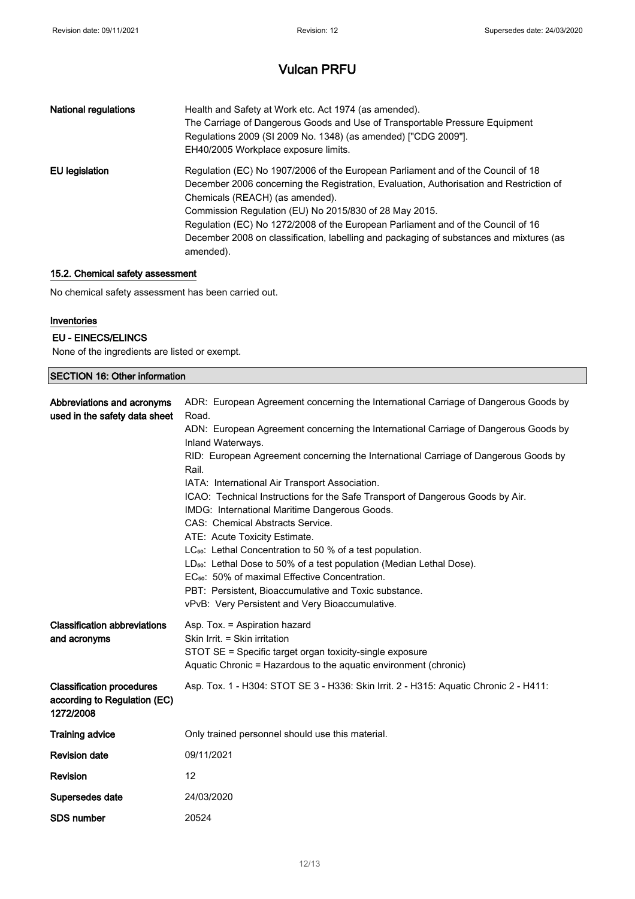| | |
|---|---|
| **National regulations** | Health and Safety at Work etc. Act 1974 (as amended).<br>The Carriage of Dangerous Goods and Use of Transportable Pressure Equipment Regulations 2009 (SI 2009 No. 1348) (as amended) ["CDG 2009"].<br>EH40/2005 Workplace exposure limits. |
| **EU legislation** | Regulation (EC) No 1907/2006 of the European Parliament and of the Council of 18 December 2006 concerning the Registration, Evaluation, Authorisation and Restriction of Chemicals (REACH) (as amended).<br>Commission Regulation (EU) No 2015/830 of 28 May 2015.<br>Regulation (EC) No 1272/2008 of the European Parliament and of the Council of 16 December 2008 on classification, labelling and packaging of substances and mixtures (as amended). |

### 15.2. Chemical safety assessment

No chemical safety assessment has been carried out.

### Inventories

#### EU - EINECS/ELINCS

None of the ingredients are listed or exempt.

## SECTION 16: Other information

| | |
|---|---|
| **Abbreviations and acronyms used in the safety data sheet** | ADR: European Agreement concerning the International Carriage of Dangerous Goods by Road.<br>ADN: European Agreement concerning the International Carriage of Dangerous Goods by Inland Waterways.<br>RID: European Agreement concerning the International Carriage of Dangerous Goods by Rail.<br>IATA: International Air Transport Association.<br>ICAO: Technical Instructions for the Safe Transport of Dangerous Goods by Air.<br>IMDG: International Maritime Dangerous Goods.<br>CAS: Chemical Abstracts Service.<br>ATE: Acute Toxicity Estimate.<br>$LC_{50}$: Lethal Concentration to 50 % of a test population.<br>$LD_{50}$: Lethal Dose to 50% of a test population (Median Lethal Dose).<br>$EC_{50}$: 50% of maximal Effective Concentration.<br>PBT: Persistent, Bioaccumulative and Toxic substance.<br>vPvB: Very Persistent and Very Bioaccumulative. |
| **Classification abbreviations and acronyms** | Asp. Tox. = Aspiration hazard<br>Skin Irrit. = Skin irritation<br>STOT SE = Specific target organ toxicity-single exposure<br>Aquatic Chronic = Hazardous to the aquatic environment (chronic) |
| **Classification procedures according to Regulation (EC) 1272/2008** | Asp. Tox. 1 - H304: STOT SE 3 - H336: Skin Irrit. 2 - H315: Aquatic Chronic 2 - H411: |
| **Training advice** | Only trained personnel should use this material. |
| **Revision date** | 09/11/2021 |
| **Revision** | 12 |
| **Supersedes date** | 24/03/2020 |
| **SDS number** | 20524 |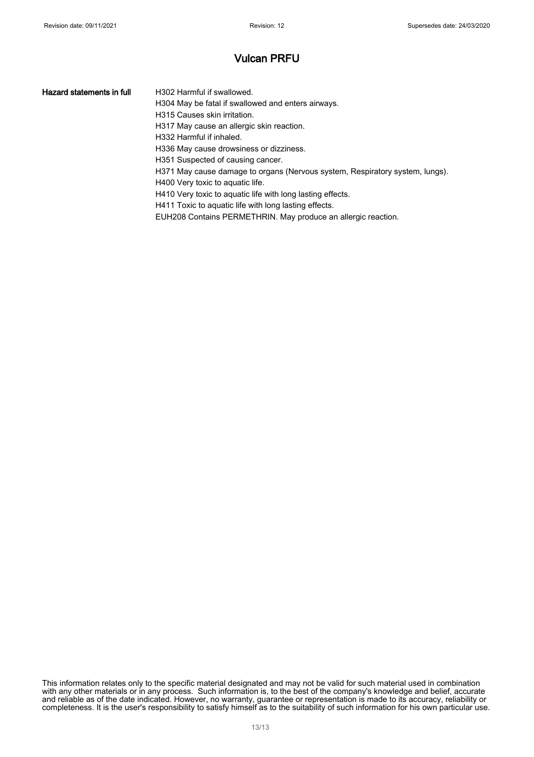# Vulcan PRFU

**Hazard statements in full**

H302 Harmful if swallowed.
H304 May be fatal if swallowed and enters airways.
H315 Causes skin irritation.
H317 May cause an allergic skin reaction.
H332 Harmful if inhaled.
H336 May cause drowsiness or dizziness.
H351 Suspected of causing cancer.
H371 May cause damage to organs (Nervous system, Respiratory system, lungs).
H400 Very toxic to aquatic life.
H410 Very toxic to aquatic life with long lasting effects.
H411 Toxic to aquatic life with long lasting effects.
EUH208 Contains PERMETHRIN. May produce an allergic reaction.

This information relates only to the specific material designated and may not be valid for such material used in combination with any other materials or in any process. Such information is, to the best of the company's knowledge and belief, accurate and reliable as of the date indicated. However, no warranty, guarantee or representation is made to its accuracy, reliability or completeness. It is the user's responsibility to satisfy himself as to the suitability of such information for his own particular use.